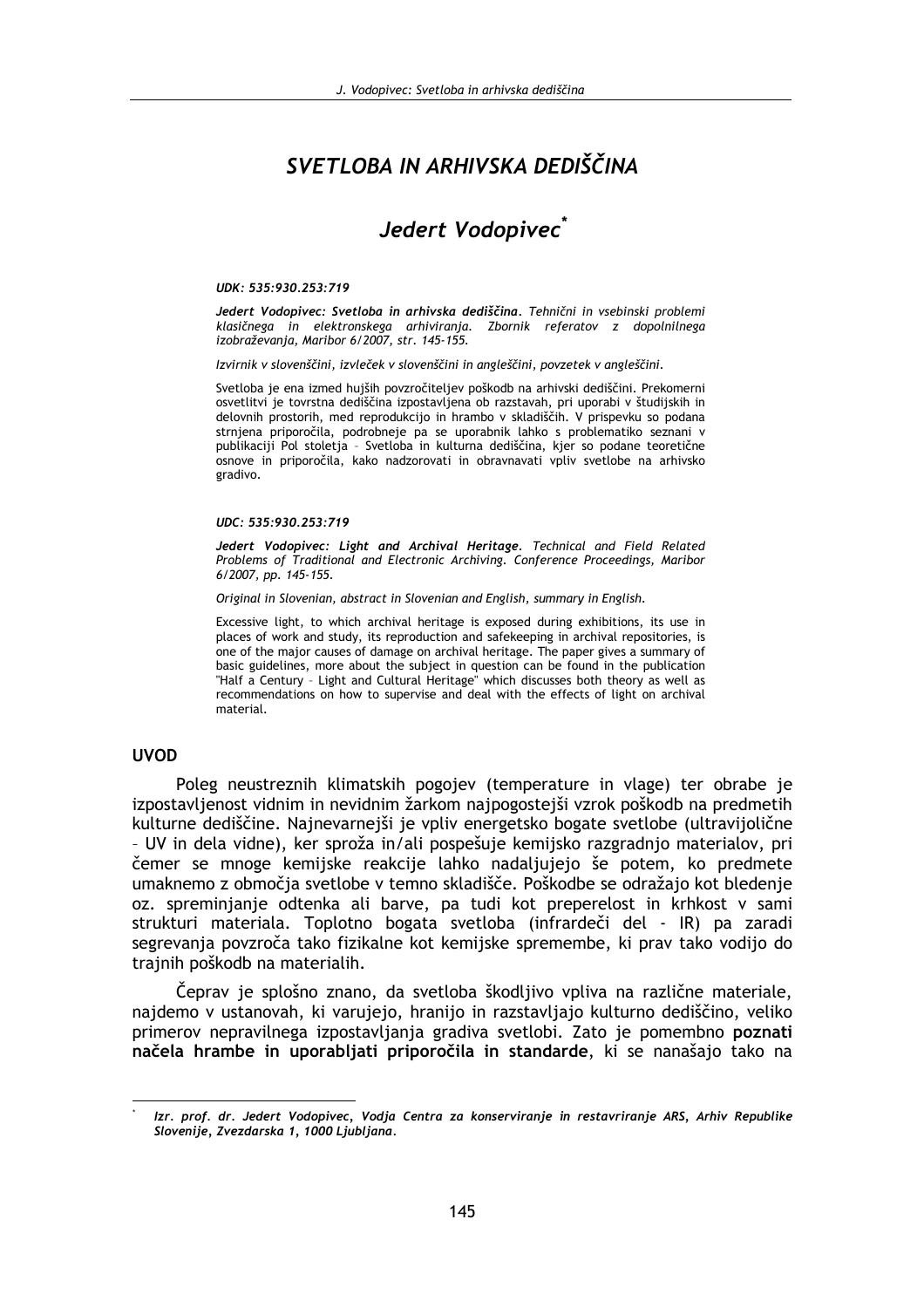# SVETLOBA IN ARHIVSKA DEDIŠČINA

## Jedert Vodopivec*

***UDK: 535:930.253:719***

***Jedert Vodopivec: Svetloba in arhivska dediščina.*** *Tehnični in vsebinski problemi klasičnega in elektronskega arhiviranja. Zbornik referatov z dopolnilnega izobraževanja, Maribor 6/2007, str. 145-155.*

*Izvirnik v slovenščini, izvleček v slovenščini in angleščini, povzetek v angleščini.*

Svetloba je ena izmed hujših povzročiteljev poškodb na arhivski dediščini. Prekomerni osvetlitvi je tovrstna dediščina izpostavljena ob razstavah, pri uporabi v študijskih in delovnih prostorih, med reprodukcijo in hrambo v skladiščih. V prispevku so podana strnjena priporočila, podrobneje pa se uporabnik lahko s problematiko seznani v publikaciji Pol stoletja – Svetloba in kulturna dediščina, kjer so podane teoretične osnove in priporočila, kako nadzorovati in obravnavati vpliv svetlobe na arhivsko gradivo.

***UDC: 535:930.253:719***

***Jedert Vodopivec: Light and Archival Heritage.*** *Technical and Field Related Problems of Traditional and Electronic Archiving. Conference Proceedings, Maribor 6/2007, pp. 145-155.*

*Original in Slovenian, abstract in Slovenian and English, summary in English.*

Excessive light, to which archival heritage is exposed during exhibitions, its use in places of work and study, its reproduction and safekeeping in archival repositories, is one of the major causes of damage on archival heritage. The paper gives a summary of basic guidelines, more about the subject in question can be found in the publication "Half a Century – Light and Cultural Heritage" which discusses both theory as well as recommendations on how to supervise and deal with the effects of light on archival material.

### UVOD

Poleg neustreznih klimatskih pogojev (temperature in vlage) ter obrabe je izpostavljenost vidnim in nevidnim žarkom najpogostejši vzrok poškodb na predmetih kulturne dediščine. Najnevarnejši je vpliv energetsko bogate svetlobe (ultravijolične – UV in dela vidne), ker sproža in/ali pospešuje kemijsko razgradnjo materialov, pri čemer se mnoge kemijske reakcije lahko nadaljujejo še potem, ko predmete umaknemo z območja svetlobe v temno skladišče. Poškodbe se odražajo kot bledenje oz. spreminjanje odtenka ali barve, pa tudi kot preperelost in krhkost v sami strukturi materiala. Toplotno bogata svetloba (infrardeči del - IR) pa zaradi segrevanja povzroča tako fizikalne kot kemijske spremembe, ki prav tako vodijo do trajnih poškodb na materialih.

Čeprav je splošno znano, da svetloba škodljivo vpliva na različne materiale, najdemo v ustanovah, ki varujejo, hranijo in razstavljajo kulturno dediščino, veliko primerov nepravilnega izpostavljanja gradiva svetlobi. Zato je pomembno **poznati načela hrambe in uporabljati priporočila in standarde**, ki se nanašajo tako na

---

* *Izr. prof. dr. Jedert Vodopivec, Vodja Centra za konserviranje in restavriranje ARS, Arhiv Republike Slovenije, Zvezdarska 1, 1000 Ljubljana.*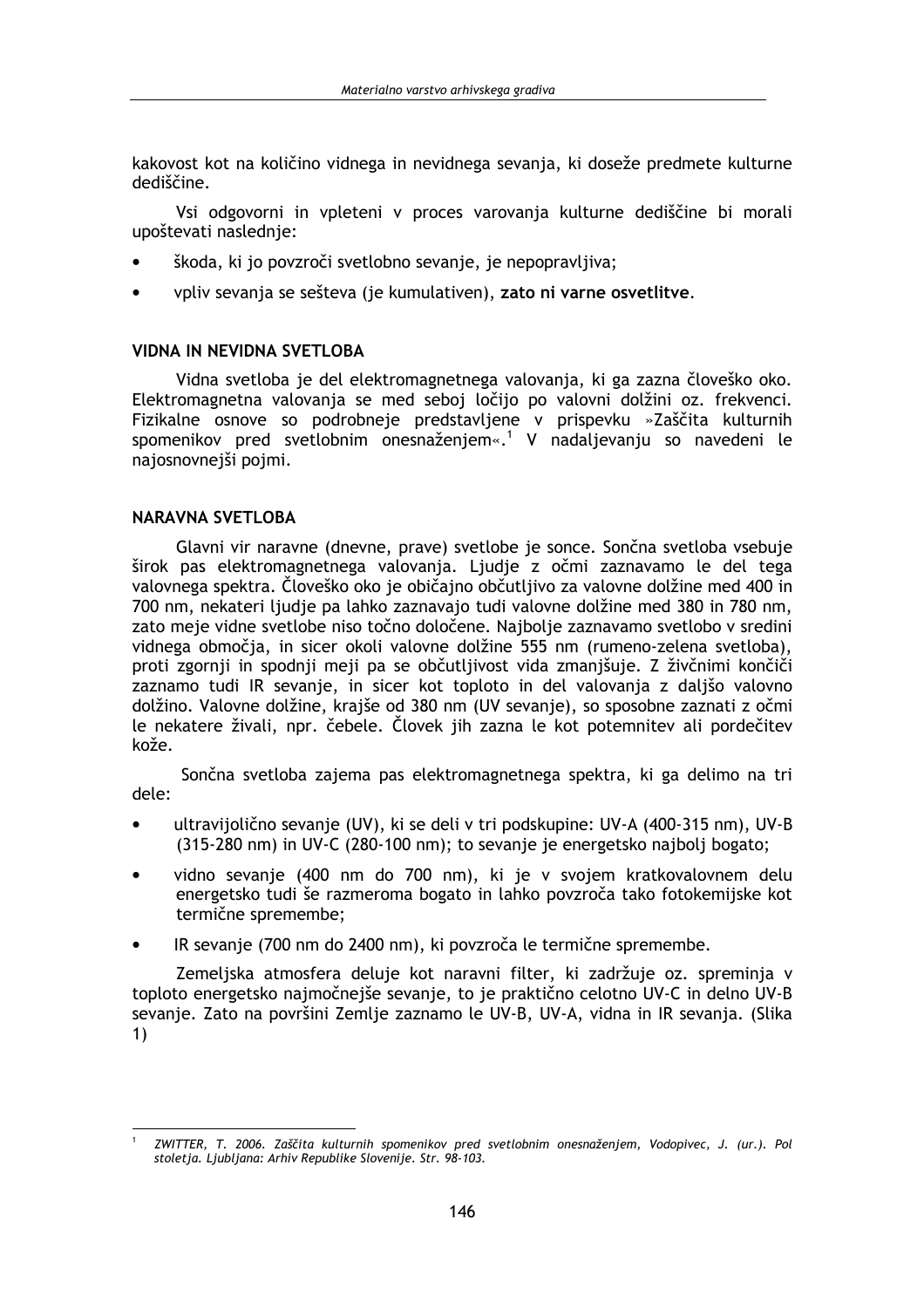kakovost kot na količino vidnega in nevidnega sevanja, ki doseže predmete kulturne dediščine.

Vsi odgovorni in vpleteni v proces varovanja kulturne dediščine bi morali upoštevati naslednje:

- škoda, ki jo povzroči svetlobno sevanje, je nepopravljiva;
- vpliv sevanja se sešteva (je kumulativen), **zato ni varne osvetlitve**.

## VIDNA IN NEVIDNA SVETLOBA

Vidna svetloba je del elektromagnetnega valovanja, ki ga zazna človeško oko. Elektromagnetna valovanja se med seboj ločijo po valovni dolžini oz. frekvenci. Fizikalne osnove so podrobneje predstavljene v prispevku »Zaščita kulturnih spomenikov pred svetlobnim onesnaženjem«.[1] V nadaljevanju so navedeni le najosnovnejši pojmi.

## NARAVNA SVETLOBA

Glavni vir naravne (dnevne, prave) svetlobe je sonce. Sončna svetloba vsebuje širok pas elektromagnetnega valovanja. Ljudje z očmi zaznavamo le del tega valovnega spektra. Človeško oko je običajno občutljivo za valovne dolžine med 400 in 700 nm, nekateri ljudje pa lahko zaznavajo tudi valovne dolžine med 380 in 780 nm, zato meje vidne svetlobe niso točno določene. Najbolje zaznavamo svetlobo v sredini vidnega območja, in sicer okoli valovne dolžine 555 nm (rumeno-zelena svetloba), proti zgornji in spodnji meji pa se občutljivost vida zmanjšuje. Z živčnimi končiči zaznamo tudi IR sevanje, in sicer kot toploto in del valovanja z daljšo valovno dolžino. Valovne dolžine, krajše od 380 nm (UV sevanje), so sposobne zaznati z očmi le nekatere živali, npr. čebele. Človek jih zazna le kot potemnitev ali pordečitev kože.

Sončna svetloba zajema pas elektromagnetnega spektra, ki ga delimo na tri dele:

- ultravijolično sevanje (UV), ki se deli v tri podskupine: UV-A (400-315 nm), UV-B (315-280 nm) in UV-C (280-100 nm); to sevanje je energetsko najbolj bogato;
- vidno sevanje (400 nm do 700 nm), ki je v svojem kratkovalovnem delu energetsko tudi še razmeroma bogato in lahko povzroča tako fotokemijske kot termične spremembe;
- IR sevanje (700 nm do 2400 nm), ki povzroča le termične spremembe.

Zemeljska atmosfera deluje kot naravni filter, ki zadržuje oz. spreminja v toploto energetsko najmočnejše sevanje, to je praktično celotno UV-C in delno UV-B sevanje. Zato na površini Zemlje zaznamo le UV-B, UV-A, vidna in IR sevanja. (Slika 1)

---

[1] *ZWITTER, T. 2006. Zaščita kulturnih spomenikov pred svetlobnim onesnaženjem, Vodopivec, J. (ur.). Pol stoletja. Ljubljana: Arhiv Republike Slovenije. Str. 98-103.*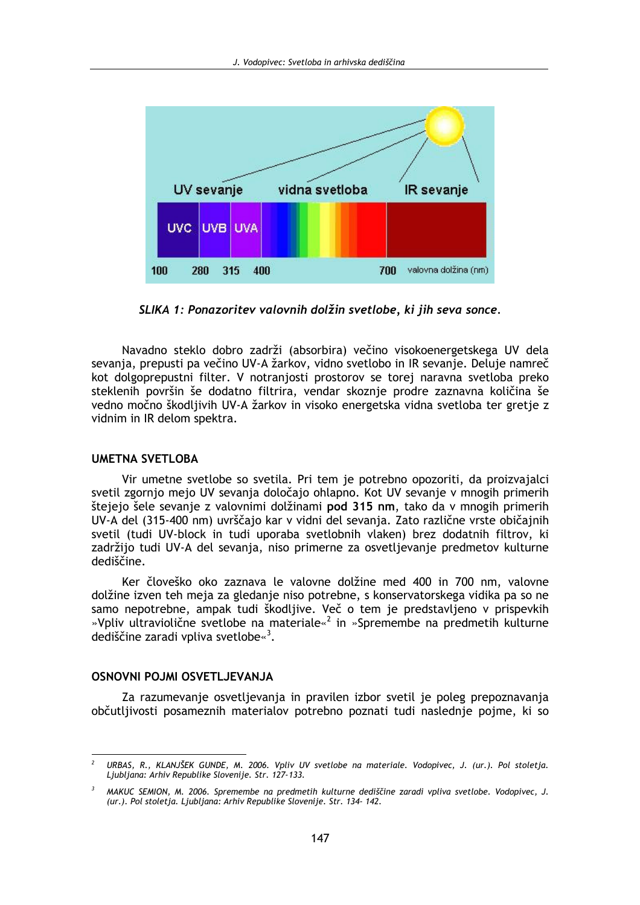SLIKA 1: *Ponazoritev valovnih dolžin svetlobe, ki jih seva sonce.*

Navadno steklo dobro zadrži (absorbira) večino visokoenergetskega UV dela sevanja, prepusti pa večino UV-A žarkov, vidno svetlobo in IR sevanje. Deluje namreč kot dolgoprepustni filter. V notranjosti prostorov se torej naravna svetloba preko steklenih površin še dodatno filtrira, vendar skoznje prodre zaznavna količina še vedno močno škodljivih UV-A žarkov in visoko energetska vidna svetloba ter gretje z vidnim in IR delom spektra.

## UMETNA SVETLOBA

Vir umetne svetlobe so svetila. Pri tem je potrebno opozoriti, da proizvajalci svetil zgornjo mejo UV sevanja določajo ohlapno. Kot UV sevanje v mnogih primerih štejejo šele sevanje z valovnimi dolžinami **pod 315 nm**, tako da v mnogih primerih UV-A del (315-400 nm) uvrščajo kar v vidni del sevanja. Zato različne vrste običajnih svetil (tudi UV-block in tudi uporaba svetlobnih vlaken) brez dodatnih filtrov, ki zadržijo tudi UV-A del sevanja, niso primerne za osvetljevanje predmetov kulturne dediščine.

Ker človeško oko zaznava le valovne dolžine med 400 in 700 nm, valovne dolžine izven teh meja za gledanje niso potrebne, s konservatorskega vidika pa so ne samo nepotrebne, ampak tudi škodljive. Več o tem je predstavljeno v prispevkih »Vpliv ultraviolične svetlobe na materiale«[2] in »Spremembe na predmetih kulturne dediščine zaradi vpliva svetlobe«[3].

## OSNOVNI POJMI OSVETLJEVANJA

Za razumevanje osvetljevanja in pravilen izbor svetil je poleg prepoznavanja občutljivosti posameznih materialov potrebno poznati tudi naslednje pojme, ki so

---

[2] URBAS, R., KLANJŠEK GUNDE, M. 2006. Vpliv UV svetlobe na materiale. Vodopivec, J. (ur.). Pol stoletja. Ljubljana: Arhiv Republike Slovenije. Str. 127-133.

[3] MAKUC SEMION, M. 2006. Spremembe na predmetih kulturne dediščine zaradi vpliva svetlobe. Vodopivec, J. (ur.). Pol stoletja. Ljubljana: Arhiv Republike Slovenije. Str. 134- 142.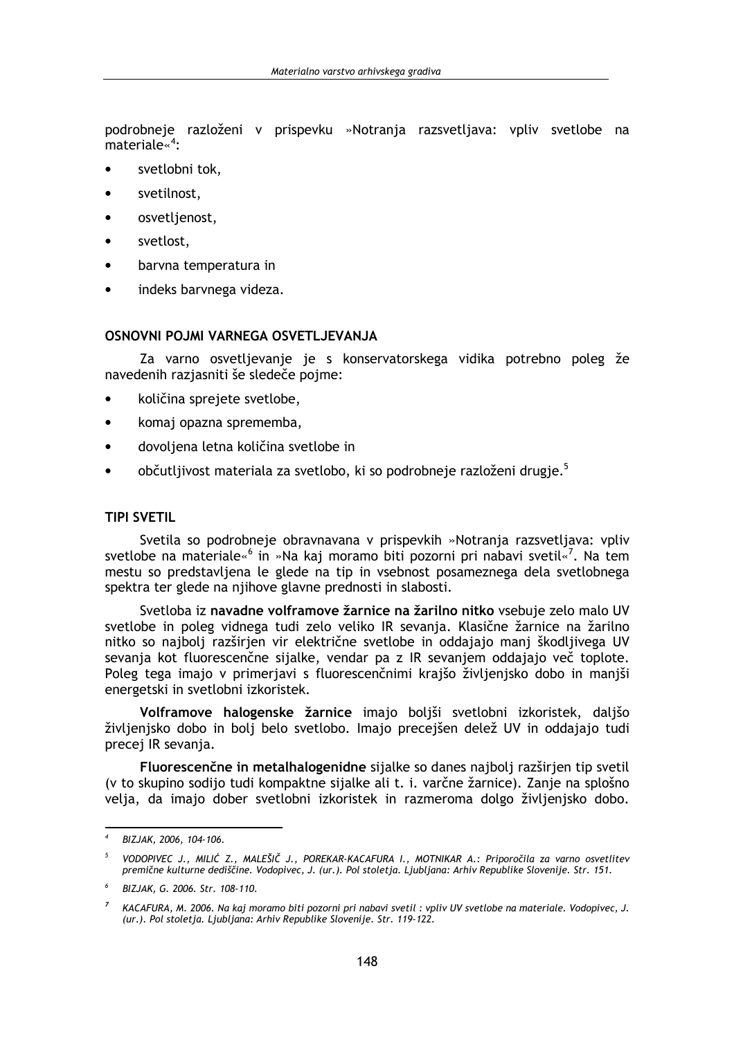podrobneje razloženi v prispevku »Notranja razsvetljava: vpliv svetlobe na materiale«[4]:

- svetlobni tok,
- svetilnost,
- osvetljenost,
- svetlost,
- barvna temperatura in
- indeks barvnega videza.

## OSNOVNI POJMI VARNEGA OSVETLJEVANJA

Za varno osvetljevanje je s konservatorskega vidika potrebno poleg že navedenih razjasniti še sledeče pojme:

- količina sprejete svetlobe,
- komaj opazna sprememba,
- dovoljena letna količina svetlobe in
- občutljivost materiala za svetlobo, ki so podrobneje razloženi drugje.[5]

## TIPI SVETIL

Svetila so podrobneje obravnavana v prispevkih »Notranja razsvetljava: vpliv svetlobe na materiale«[6] in »Na kaj moramo biti pozorni pri nabavi svetil«[7]. Na tem mestu so predstavljena le glede na tip in vsebnost posameznega dela svetlobnega spektra ter glede na njihove glavne prednosti in slabosti.

Svetloba iz **navadne volframove žarnice na žarilno nitko** vsebuje zelo malo UV svetlobe in poleg vidnega tudi zelo veliko IR sevanja. Klasične žarnice na žarilno nitko so najbolj razširjen vir električne svetlobe in oddajajo manj škodljivega UV sevanja kot fluorescenčne sijalke, vendar pa z IR sevanjem oddajajo več toplote. Poleg tega imajo v primerjavi s fluorescenčnimi krajšo življenjsko dobo in manjši energetski in svetlobni izkoristek.

**Volframove halogenske žarnice** imajo boljši svetlobni izkoristek, daljšo življenjsko dobo in bolj belo svetlobo. Imajo precejšen delež UV in oddajajo tudi precej IR sevanja.

**Fluorescenčne in metalhalogenidne** sijalke so danes najbolj razširjen tip svetil (v to skupino sodijo tudi kompaktne sijalke ali t. i. varčne žarnice). Zanje na splošno velja, da imajo dober svetlobni izkoristek in razmeroma dolgo življenjsko dobo.

---

[4] *BIZJAK, 2006, 104-106.*

[5] *VODOPIVEC J., MILIĆ Z., MALEŠIČ J., POREKAR-KACAFURA I., MOTNIKAR A.: Priporočila za varno osvetlitev premične kulturne dediščine. Vodopivec, J. (ur.). Pol stoletja. Ljubljana: Arhiv Republike Slovenije. Str. 151.*

[6] *BIZJAK, G. 2006. Str. 108-110.*

[7] *KACAFURA, M. 2006. Na kaj moramo biti pozorni pri nabavi svetil : vpliv UV svetlobe na materiale. Vodopivec, J. (ur.). Pol stoletja. Ljubljana: Arhiv Republike Slovenije. Str. 119-122.*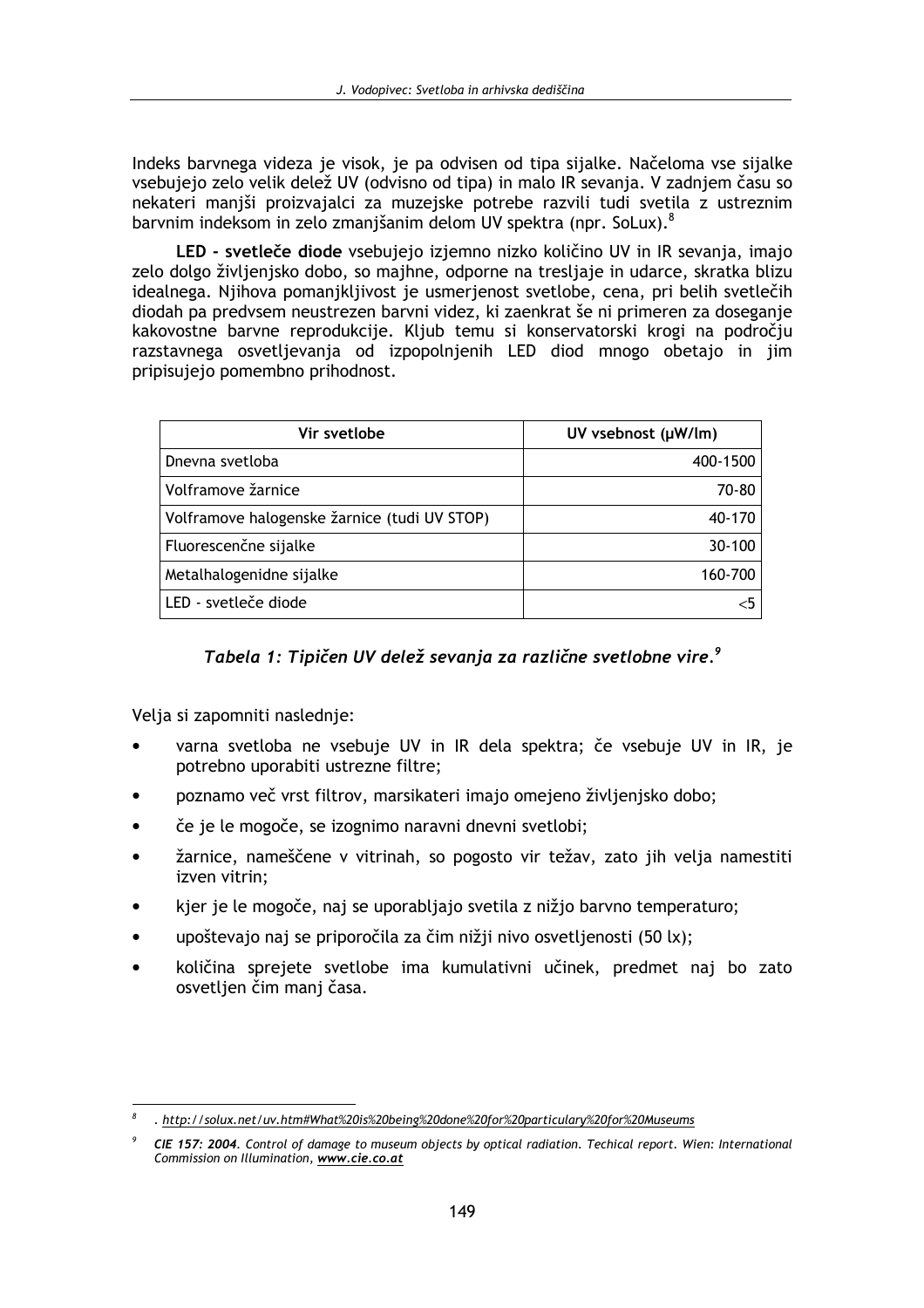Indeks barvnega videza je visok, je pa odvisen od tipa sijalke. Načeloma vse sijalke vsebujejo zelo velik delež UV (odvisno od tipa) in malo IR sevanja. V zadnjem času so nekateri manjši proizvajalci za muzejske potrebe razvili tudi svetila z ustreznim barvnim indeksom in zelo zmanjšanim delom UV spektra (npr. SoLux).[8]

**LED - svetleče diode** vsebujejo izjemno nizko količino UV in IR sevanja, imajo zelo dolgo življenjsko dobo, so majhne, odporne na tresljaje in udarce, skratka blizu idealnega. Njihova pomanjkljivost je usmerjenost svetlobe, cena, pri belih svetlečih diodah pa predvsem neustrezen barvni videz, ki zaenkrat še ni primeren za doseganje kakovostne barvne reprodukcije. Kljub temu si konservatorski krogi na področju razstavnega osvetljevanja od izpopolnjenih LED diod mnogo obetajo in jim pripisujejo pomembno prihodnost.

| Vir svetlobe | UV vsebnost (μW/lm) |
|---|---:|
| Dnevna svetloba | 400-1500 |
| Volframove žarnice | 70-80 |
| Volframove halogenske žarnice (tudi UV STOP) | 40-170 |
| Fluorescenčne sijalke | 30-100 |
| Metalhalogenidne sijalke | 160-700 |
| LED - svetleče diode | <5 |

***Tabela 1: Tipičen UV delež sevanja za različne svetlobne vire.***[9]

Velja si zapomniti naslednje:

- varna svetloba ne vsebuje UV in IR dela spektra; če vsebuje UV in IR, je potrebno uporabiti ustrezne filtre;
- poznamo več vrst filtrov, marsikateri imajo omejeno življenjsko dobo;
- če je le mogoče, se izognimo naravni dnevni svetlobi;
- žarnice, nameščene v vitrinah, so pogosto vir težav, zato jih velja namestiti izven vitrin;
- kjer je le mogoče, naj se uporabljajo svetila z nižjo barvno temperaturo;
- upoštevajo naj se priporočila za čim nižji nivo osvetljenosti (50 lx);
- količina sprejete svetlobe ima kumulativni učinek, predmet naj bo zato osvetljen čim manj časa.

---

[8] . *http://solux.net/uv.htm#What%20is%20being%20done%20for%20particulary%20for%20Museums*

[9] ***CIE 157: 2004***. *Control of damage to museum objects by optical radiation. Techical report. Wien: International Commission on Illumination,* ***www.cie.co.at***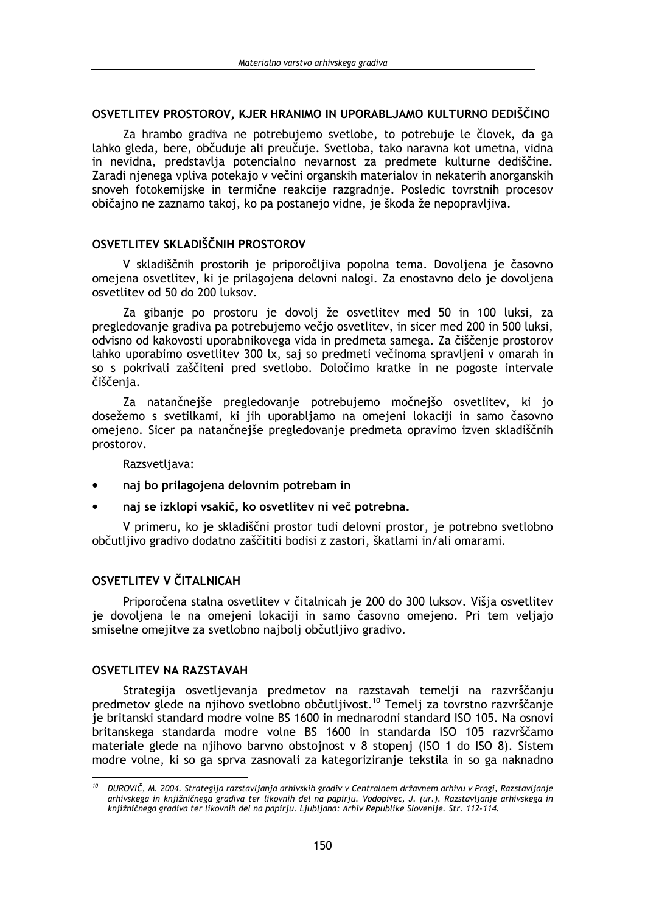## OSVETLITEV PROSTOROV, KJER HRANIMO IN UPORABLJAMO KULTURNO DEDIŠČINO

Za hrambo gradiva ne potrebujemo svetlobe, to potrebuje le človek, da ga lahko gleda, bere, občuduje ali preučuje. Svetloba, tako naravna kot umetna, vidna in nevidna, predstavlja potencialno nevarnost za predmete kulturne dediščine. Zaradi njenega vpliva potekajo v večini organskih materialov in nekaterih anorganskih snoveh fotokemijske in termične reakcije razgradnje. Posledic tovrstnih procesov običajno ne zaznamo takoj, ko pa postanejo vidne, je škoda že nepopravljiva.

## OSVETLITEV SKLADIŠČNIH PROSTOROV

V skladiščnih prostorih je priporočljiva popolna tema. Dovoljena je časovno omejena osvetlitev, ki je prilagojena delovni nalogi. Za enostavno delo je dovoljena osvetlitev od 50 do 200 luksov.

Za gibanje po prostoru je dovolj že osvetlitev med 50 in 100 luksi, za pregledovanje gradiva pa potrebujemo večjo osvetlitev, in sicer med 200 in 500 luksi, odvisno od kakovosti uporabnikovega vida in predmeta samega. Za čiščenje prostorov lahko uporabimo osvetlitev 300 lx, saj so predmeti večinoma spravljeni v omarah in so s pokrivali zaščiteni pred svetlobo. Določimo kratke in ne pogoste intervale čiščenja.

Za natančnejše pregledovanje potrebujemo močnejšo osvetlitev, ki jo dosežemo s svetilkami, ki jih uporabljamo na omejeni lokaciji in samo časovno omejeno. Sicer pa natančnejše pregledovanje predmeta opravimo izven skladiščnih prostorov.

Razsvetljava:

- **naj bo prilagojena delovnim potrebam in**
- **naj se izklopi vsakič, ko osvetlitev ni več potrebna.**

V primeru, ko je skladiščni prostor tudi delovni prostor, je potrebno svetlobno občutljivo gradivo dodatno zaščititi bodisi z zastori, škatlami in/ali omarami.

## OSVETLITEV V ČITALNICAH

Priporočena stalna osvetlitev v čitalnicah je 200 do 300 luksov. Višja osvetlitev je dovoljena le na omejeni lokaciji in samo časovno omejeno. Pri tem veljajo smiselne omejitve za svetlobno najbolj občutljivo gradivo.

## OSVETLITEV NA RAZSTAVAH

Strategija osvetljevanja predmetov na razstavah temelji na razvrščanju predmetov glede na njihovo svetlobno občutljivost.[10] Temelj za tovrstno razvrščanje je britanski standard modre volne BS 1600 in mednarodni standard ISO 105. Na osnovi britanskega standarda modre volne BS 1600 in standarda ISO 105 razvrščamo materiale glede na njihovo barvno obstojnost v 8 stopenj (ISO 1 do ISO 8). Sistem modre volne, ki so ga sprva zasnovali za kategoriziranje tekstila in so ga naknadno

---

[10] *DUROVIČ, M. 2004. Strategija razstavljanja arhivskih gradiv v Centralnem državnem arhivu v Pragi, Razstavljanje arhivskega in knjižničnega gradiva ter likovnih del na papirju. Vodopivec, J. (ur.). Razstavljanje arhivskega in knjižničnega gradiva ter likovnih del na papirju. Ljubljana: Arhiv Republike Slovenije. Str. 112-114.*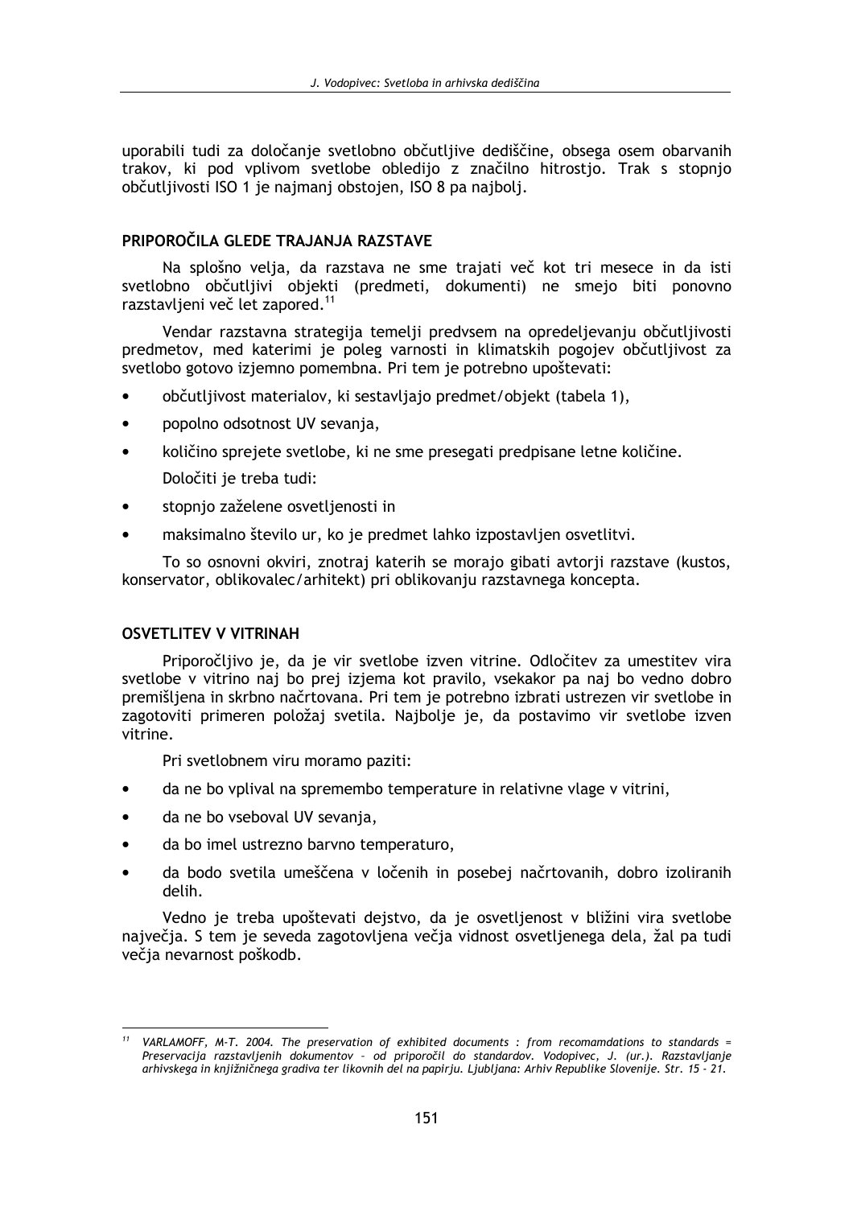uporabili tudi za določanje svetlobno občutljive dediščine, obsega osem obarvanih trakov, ki pod vplivom svetlobe obledijo z značilno hitrostjo. Trak s stopnjo občutljivosti ISO 1 je najmanj obstojen, ISO 8 pa najbolj.

## PRIPOROČILA GLEDE TRAJANJA RAZSTAVE

Na splošno velja, da razstava ne sme trajati več kot tri mesece in da isti svetlobno občutljivi objekti (predmeti, dokumenti) ne smejo biti ponovno razstavljeni več let zapored.[11]

Vendar razstavna strategija temelji predvsem na opredeljevanju občutljivosti predmetov, med katerimi je poleg varnosti in klimatskih pogojev občutljivost za svetlobo gotovo izjemno pomembna. Pri tem je potrebno upoštevati:

- občutljivost materialov, ki sestavljajo predmet/objekt (tabela 1),
- popolno odsotnost UV sevanja,
- količino sprejete svetlobe, ki ne sme presegati predpisane letne količine.

  Določiti je treba tudi:

- stopnjo zaželene osvetljenosti in
- maksimalno število ur, ko je predmet lahko izpostavljen osvetlitvi.

To so osnovni okviri, znotraj katerih se morajo gibati avtorji razstave (kustos, konservator, oblikovalec/arhitekt) pri oblikovanju razstavnega koncepta.

## OSVETLITEV V VITRINAH

Priporočljivo je, da je vir svetlobe izven vitrine. Odločitev za umestitev vira svetlobe v vitrino naj bo prej izjema kot pravilo, vsekakor pa naj bo vedno dobro premišljena in skrbno načrtovana. Pri tem je potrebno izbrati ustrezen vir svetlobe in zagotoviti primeren položaj svetila. Najbolje je, da postavimo vir svetlobe izven vitrine.

Pri svetlobnem viru moramo paziti:

- da ne bo vplival na spremembo temperature in relativne vlage v vitrini,
- da ne bo vseboval UV sevanja,
- da bo imel ustrezno barvno temperaturo,
- da bodo svetila umeščena v ločenih in posebej načrtovanih, dobro izoliranih delih.

Vedno je treba upoštevati dejstvo, da je osvetljenost v bližini vira svetlobe največja. S tem je seveda zagotovljena večja vidnost osvetljenega dela, žal pa tudi večja nevarnost poškodb.

---

[11] *VARLAMOFF, M-T. 2004. The preservation of exhibited documents : from recomamdations to standards = Preservacija razstavljenih dokumentov – od priporočil do standardov. Vodopivec, J. (ur.). Razstavljanje arhivskega in knjižničnega gradiva ter likovnih del na papirju. Ljubljana: Arhiv Republike Slovenije. Str. 15 - 21.*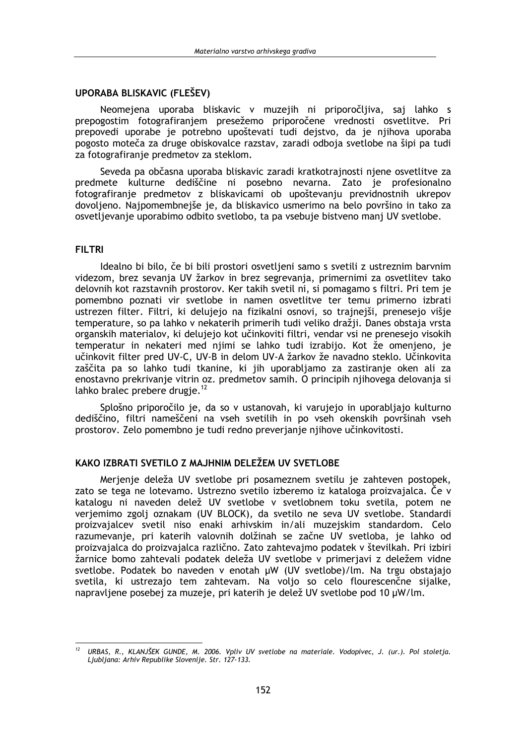## UPORABA BLISKAVIC (FLEŠEV)

Neomejena uporaba bliskavic v muzejih ni priporočljiva, saj lahko s prepogostim fotografiranjem presežemo priporočene vrednosti osvetlitve. Pri prepovedi uporabe je potrebno upoštevati tudi dejstvo, da je njihova uporaba pogosto moteča za druge obiskovalce razstav, zaradi odboja svetlobe na šipi pa tudi za fotografiranje predmetov za steklom.

Seveda pa občasna uporaba bliskavic zaradi kratkotrajnosti njene osvetlitve za predmete kulturne dediščine ni posebno nevarna. Zato je profesionalno fotografiranje predmetov z bliskavicami ob upoštevanju previdnostnih ukrepov dovoljeno. Najpomembnejše je, da bliskavico usmerimo na belo površino in tako za osvetljevanje uporabimo odbito svetlobo, ta pa vsebuje bistveno manj UV svetlobe.

## FILTRI

Idealno bi bilo, če bi bili prostori osvetljeni samo s svetili z ustreznim barvnim videzom, brez sevanja UV žarkov in brez segrevanja, primernimi za osvetlitev tako delovnih kot razstavnih prostorov. Ker takih svetil ni, si pomagamo s filtri. Pri tem je pomembno poznati vir svetlobe in namen osvetlitve ter temu primerno izbrati ustrezen filter. Filtri, ki delujejo na fizikalni osnovi, so trajnejši, prenesejo višje temperature, so pa lahko v nekaterih primerih tudi veliko dražji. Danes obstaja vrsta organskih materialov, ki delujejo kot učinkoviti filtri, vendar vsi ne prenesejo visokih temperatur in nekateri med njimi se lahko tudi izrabijo. Kot že omenjeno, je učinkovit filter pred UV-C, UV-B in delom UV-A žarkov že navadno steklo. Učinkovita zaščita pa so lahko tudi tkanine, ki jih uporabljamo za zastiranje oken ali za enostavno prekrivanje vitrin oz. predmetov samih. O principih njihovega delovanja si lahko bralec prebere drugje.[12]

Splošno priporočilo je, da so v ustanovah, ki varujejo in uporabljajo kulturno dediščino, filtri nameščeni na vseh svetilih in po vseh okenskih površinah vseh prostorov. Zelo pomembno je tudi redno preverjanje njihove učinkovitosti.

## KAKO IZBRATI SVETILO Z MAJHNIM DELEŽEM UV SVETLOBE

Merjenje deleža UV svetlobe pri posameznem svetilu je zahteven postopek, zato se tega ne lotevamo. Ustrezno svetilo izberemo iz kataloga proizvajalca. Če v katalogu ni naveden delež UV svetlobe v svetlobnem toku svetila, potem ne verjemimo zgolj oznakam (UV BLOCK), da svetilo ne seva UV svetlobe. Standardi proizvajalcev svetil niso enaki arhivskim in/ali muzejskim standardom. Celo razumevanje, pri katerih valovnih dolžinah se začne UV svetloba, je lahko od proizvajalca do proizvajalca različno. Zato zahtevajmo podatek v številkah. Pri izbiri žarnice bomo zahtevali podatek deleža UV svetlobe v primerjavi z deležem vidne svetlobe. Podatek bo naveden v enotah μW (UV svetlobe)/lm. Na trgu obstajajo svetila, ki ustrezajo tem zahtevam. Na voljo so celo flourescenčne sijalke, napravljene posebej za muzeje, pri katerih je delež UV svetlobe pod 10 μW/lm.

---

[12] *URBAS, R., KLANJŠEK GUNDE, M. 2006. Vpliv UV svetlobe na materiale. Vodopivec, J. (ur.). Pol stoletja. Ljubljana: Arhiv Republike Slovenije. Str. 127-133.*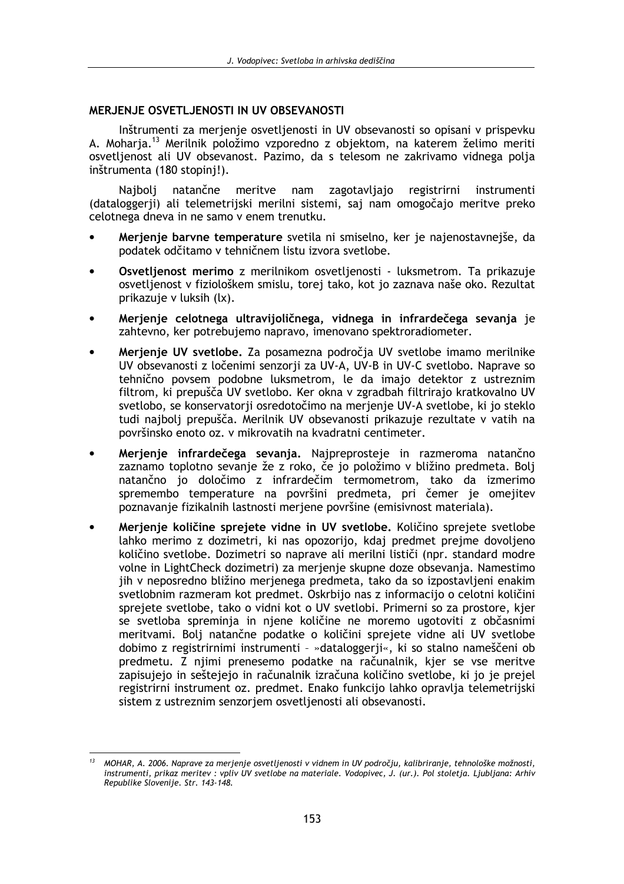## MERJENJE OSVETLJENOSTI IN UV OBSEVANOSTI

Inštrumenti za merjenje osvetljenosti in UV obsevanosti so opisani v prispevku A. Moharja.[13] Merilnik položimo vzporedno z objektom, na katerem želimo meriti osvetljenost ali UV obsevanost. Pazimo, da s telesom ne zakrivamo vidnega polja inštrumenta (180 stopinj!).

Najbolj natančne meritve nam zagotavljajo registrirni instrumenti (dataloggerji) ali telemetrijski merilni sistemi, saj nam omogočajo meritve preko celotnega dneva in ne samo v enem trenutku.

- **Merjenje barvne temperature** svetila ni smiselno, ker je najenostavnejše, da podatek odčitamo v tehničnem listu izvora svetlobe.
- **Osvetljenost merimo** z merilnikom osvetljenosti - luksmetrom. Ta prikazuje osvetljenost v fiziološkem smislu, torej tako, kot jo zaznava naše oko. Rezultat prikazuje v luksih (lx).
- **Merjenje celotnega ultravijoličnega, vidnega in infrardečega sevanja** je zahtevno, ker potrebujemo napravo, imenovano spektroradiometer.
- **Merjenje UV svetlobe.** Za posamezna področja UV svetlobe imamo merilnike UV obsevanosti z ločenimi senzorji za UV-A, UV-B in UV-C svetlobo. Naprave so tehnično povsem podobne luksmetrom, le da imajo detektor z ustreznim filtrom, ki prepušča UV svetlobo. Ker okna v zgradbah filtrirajo kratkovalno UV svetlobo, se konservatorji osredotočimo na merjenje UV-A svetlobe, ki jo steklo tudi najbolj prepušča. Merilnik UV obsevanosti prikazuje rezultate v vatih na površinsko enoto oz. v mikrovatih na kvadratni centimeter.
- **Merjenje infrardečega sevanja.** Najpreprosteje in razmeroma natančno zaznamo toplotno sevanje že z roko, če jo položimo v bližino predmeta. Bolj natančno jo določimo z infrardečim termometrom, tako da izmerimo spremembo temperature na površini predmeta, pri čemer je omejitev poznavanje fizikalnih lastnosti merjene površine (emisivnost materiala).
- **Merjenje količine sprejete vidne in UV svetlobe.** Količino sprejete svetlobe lahko merimo z dozimetri, ki nas opozorijo, kdaj predmet prejme dovoljeno količino svetlobe. Dozimetri so naprave ali merilni lističi (npr. standard modre volne in LightCheck dozimetri) za merjenje skupne doze obsevanja. Namestimo jih v neposredno bližino merjenega predmeta, tako da so izpostavljeni enakim svetlobnim razmeram kot predmet. Oskrbijo nas z informacijo o celotni količini sprejete svetlobe, tako o vidni kot o UV svetlobi. Primerni so za prostore, kjer se svetloba spreminja in njene količine ne moremo ugotoviti z občasnimi meritvami. Bolj natančne podatke o količini sprejete vidne ali UV svetlobe dobimo z registrirnimi instrumenti – »dataloggerji«, ki so stalno nameščeni ob predmetu. Z njimi prenesemo podatke na računalnik, kjer se vse meritve zapisujejo in seštejejo in računalnik izračuna količino svetlobe, ki jo je prejel registrirni instrument oz. predmet. Enako funkcijo lahko opravlja telemetrijski sistem z ustreznim senzorjem osvetljenosti ali obsevanosti.

---

[13] *MOHAR, A. 2006. Naprave za merjenje osvetljenosti v vidnem in UV področju, kalibriranje, tehnološke možnosti, instrumenti, prikaz meritev : vpliv UV svetlobe na materiale. Vodopivec, J. (ur.). Pol stoletja. Ljubljana: Arhiv Republike Slovenije. Str. 143-148.*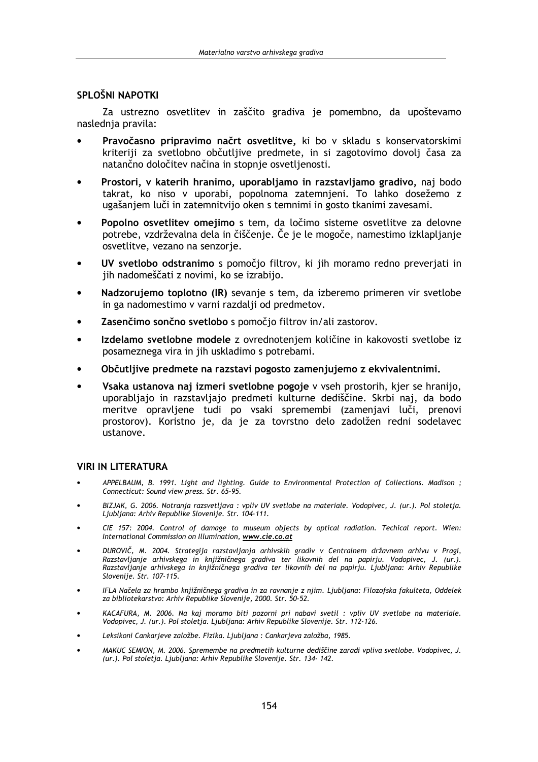## SPLOŠNI NAPOTKI

Za ustrezno osvetlitev in zaščito gradiva je pomembno, da upoštevamo naslednja pravila:

- **Pravočasno pripravimo načrt osvetlitve,** ki bo v skladu s konservatorskimi kriteriji za svetlobno občutljive predmete, in si zagotovimo dovolj časa za natančno določitev načina in stopnje osvetljenosti.
- **Prostori, v katerih hranimo, uporabljamo in razstavljamo gradivo,** naj bodo takrat, ko niso v uporabi, popolnoma zatemnjeni. To lahko dosežemo z ugašanjem luči in zatemnitvijo oken s temnimi in gosto tkanimi zavesami.
- **Popolno osvetlitev omejimo** s tem, da ločimo sisteme osvetlitve za delovne potrebe, vzdrževalna dela in čiščenje. Če je le mogoče, namestimo izklapljanje osvetlitve, vezano na senzorje.
- **UV svetlobo odstranimo** s pomočjo filtrov, ki jih moramo redno preverjati in jih nadomeščati z novimi, ko se izrabijo.
- **Nadzorujemo toplotno (IR)** sevanje s tem, da izberemo primeren vir svetlobe in ga nadomestimo v varni razdalji od predmetov.
- **Zasenčimo sončno svetlobo** s pomočjo filtrov in/ali zastorov.
- **Izdelamo svetlobne modele** z ovrednotenjem količine in kakovosti svetlobe iz posameznega vira in jih uskladimo s potrebami.
- **Občutljive predmete na razstavi pogosto zamenjujemo z ekvivalentnimi.**
- **Vsaka ustanova naj izmeri svetlobne pogoje** v vseh prostorih, kjer se hranijo, uporabljajo in razstavljajo predmeti kulturne dediščine. Skrbi naj, da bodo meritve opravljene tudi po vsaki spremembi (zamenjavi luči, prenovi prostorov). Koristno je, da je za tovrstno delo zadolžen redni sodelavec ustanove.

## VIRI IN LITERATURA

- *APPELBAUM, B. 1991. Light and lighting. Guide to Environmental Protection of Collections. Madison ; Connecticut: Sound view press. Str. 65-95.*
- *BIZJAK, G. 2006. Notranja razsvetljava : vpliv UV svetlobe na materiale. Vodopivec, J. (ur.). Pol stoletja. Ljubljana: Arhiv Republike Slovenije. Str. 104-111.*
- *CIE 157: 2004. Control of damage to museum objects by optical radiation. Techical report. Wien: International Commission on Illumination, **www.cie.co.at***
- *DUROVIČ, M. 2004. Strategija razstavljanja arhivskih gradiv v Centralnem državnem arhivu v Pragi, Razstavljanje arhivskega in knjižničnega gradiva ter likovnih del na papirju. Vodopivec, J. (ur.). Razstavljanje arhivskega in knjižničnega gradiva ter likovnih del na papirju. Ljubljana: Arhiv Republike Slovenije. Str. 107-115.*
- *IFLA Načela za hrambo knjižničnega gradiva in za ravnanje z njim. Ljubljana: Filozofska fakulteta, Oddelek za bibliotekarstvo: Arhiv Republike Slovenije, 2000. Str. 50-52.*
- *KACAFURA, M. 2006. Na kaj moramo biti pozorni pri nabavi svetil : vpliv UV svetlobe na materiale. Vodopivec, J. (ur.). Pol stoletja. Ljubljana: Arhiv Republike Slovenije. Str. 112-126.*
- *Leksikoni Cankarjeve založbe. Fizika. Ljubljana : Cankarjeva založba, 1985.*
- *MAKUC SEMION, M. 2006. Spremembe na predmetih kulturne dediščine zaradi vpliva svetlobe. Vodopivec, J. (ur.). Pol stoletja. Ljubljana: Arhiv Republike Slovenije. Str. 134- 142.*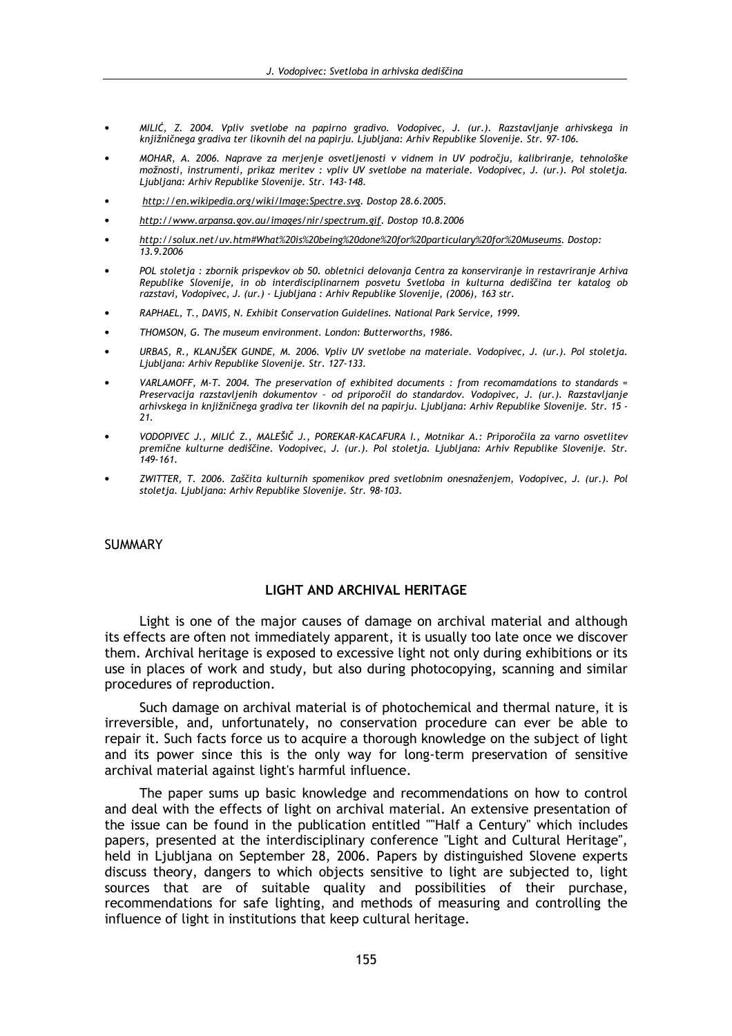- *MILIĆ, Z. 2004. Vpliv svetlobe na papirno gradivo. Vodopivec, J. (ur.). Razstavljanje arhivskega in knjižničnega gradiva ter likovnih del na papirju. Ljubljana: Arhiv Republike Slovenije. Str. 97-106.*
- *MOHAR, A. 2006. Naprave za merjenje osvetljenosti v vidnem in UV področju, kalibriranje, tehnološke možnosti, instrumenti, prikaz meritev : vpliv UV svetlobe na materiale. Vodopivec, J. (ur.). Pol stoletja. Ljubljana: Arhiv Republike Slovenije. Str. 143-148.*
- *http://en.wikipedia.org/wiki/Image:Spectre.svg. Dostop 28.6.2005.*
- *http://www.arpansa.gov.au/images/nir/spectrum.gif. Dostop 10.8.2006*
- *http://solux.net/uv.htm#What%20is%20being%20done%20for%20particulary%20for%20Museums. Dostop: 13.9.2006*
- *POL stoletja : zbornik prispevkov ob 50. obletnici delovanja Centra za konserviranje in restavriranje Arhiva Republike Slovenije, in ob interdisciplinarnem posvetu Svetloba in kulturna dediščina ter katalog ob razstavi, Vodopivec, J. (ur.) - Ljubljana : Arhiv Republike Slovenije, (2006), 163 str.*
- *RAPHAEL, T., DAVIS, N. Exhibit Conservation Guidelines. National Park Service, 1999.*
- *THOMSON, G. The museum environment. London: Butterworths, 1986.*
- *URBAS, R., KLANJŠEK GUNDE, M. 2006. Vpliv UV svetlobe na materiale. Vodopivec, J. (ur.). Pol stoletja. Ljubljana: Arhiv Republike Slovenije. Str. 127-133.*
- *VARLAMOFF, M-T. 2004. The preservation of exhibited documents : from recomamdations to standards = Preservacija razstavljenih dokumentov – od priporočil do standardov. Vodopivec, J. (ur.). Razstavljanje arhivskega in knjižničnega gradiva ter likovnih del na papirju. Ljubljana: Arhiv Republike Slovenije. Str. 15 - 21.*
- *VODOPIVEC J., MILIĆ Z., MALEŠIČ J., POREKAR-KACAFURA I., Motnikar A.: Priporočila za varno osvetlitev premične kulturne dediščine. Vodopivec, J. (ur.). Pol stoletja. Ljubljana: Arhiv Republike Slovenije. Str. 149-161.*
- *ZWITTER, T. 2006. Zaščita kulturnih spomenikov pred svetlobnim onesnaženjem, Vodopivec, J. (ur.). Pol stoletja. Ljubljana: Arhiv Republike Slovenije. Str. 98-103.*

## SUMMARY

### LIGHT AND ARCHIVAL HERITAGE

Light is one of the major causes of damage on archival material and although its effects are often not immediately apparent, it is usually too late once we discover them. Archival heritage is exposed to excessive light not only during exhibitions or its use in places of work and study, but also during photocopying, scanning and similar procedures of reproduction.

Such damage on archival material is of photochemical and thermal nature, it is irreversible, and, unfortunately, no conservation procedure can ever be able to repair it. Such facts force us to acquire a thorough knowledge on the subject of light and its power since this is the only way for long-term preservation of sensitive archival material against light's harmful influence.

The paper sums up basic knowledge and recommendations on how to control and deal with the effects of light on archival material. An extensive presentation of the issue can be found in the publication entitled ""Half a Century" which includes papers, presented at the interdisciplinary conference "Light and Cultural Heritage", held in Ljubljana on September 28, 2006. Papers by distinguished Slovene experts discuss theory, dangers to which objects sensitive to light are subjected to, light sources that are of suitable quality and possibilities of their purchase, recommendations for safe lighting, and methods of measuring and controlling the influence of light in institutions that keep cultural heritage.